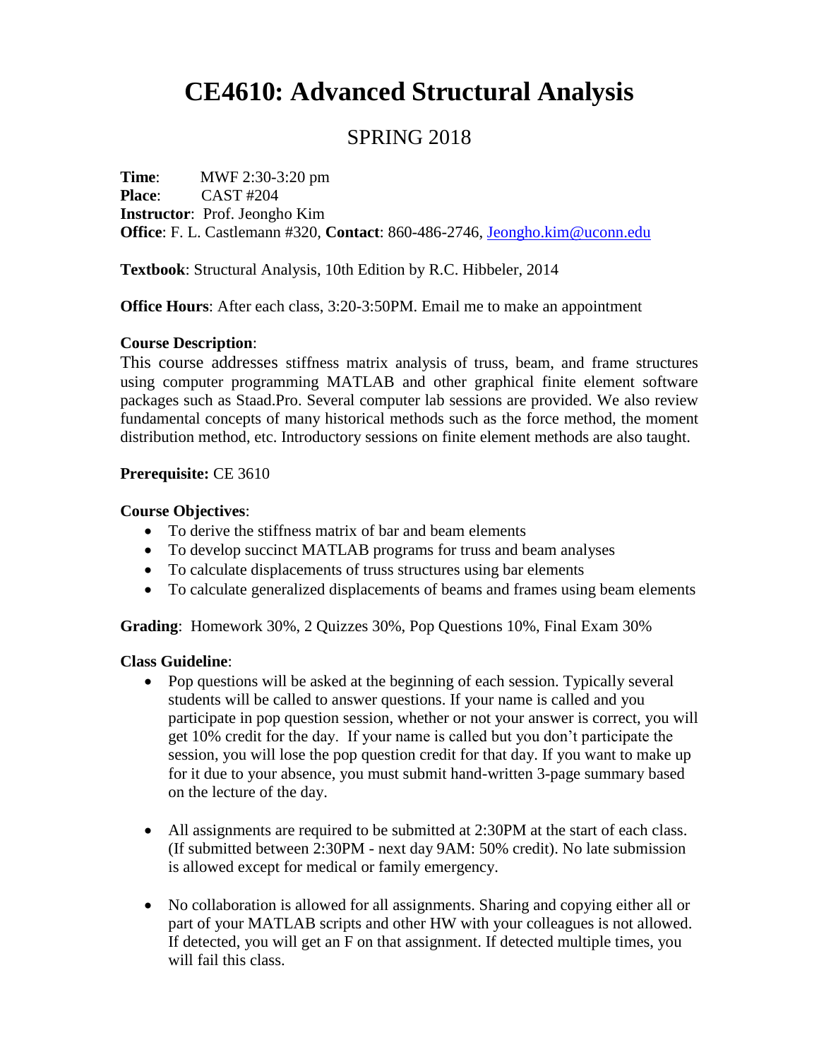# CE4610: Advanced Structural Analysis

## SPRING 2018

**Time**: MWF 2:30-3:20 pm
**Place**: CAST #204
**Instructor**: Prof. Jeongho Kim
**Office**: F. L. Castlemann #320, **Contact**: 860-486-2746, Jeongho.kim@uconn.edu

**Textbook**: Structural Analysis, 10th Edition by R.C. Hibbeler, 2014

**Office Hours**: After each class, 3:20-3:50PM. Email me to make an appointment

**Course Description**:
This course addresses stiffness matrix analysis of truss, beam, and frame structures using computer programming MATLAB and other graphical finite element software packages such as Staad.Pro. Several computer lab sessions are provided. We also review fundamental concepts of many historical methods such as the force method, the moment distribution method, etc. Introductory sessions on finite element methods are also taught.

**Prerequisite:** CE 3610

**Course Objectives**:

- To derive the stiffness matrix of bar and beam elements
- To develop succinct MATLAB programs for truss and beam analyses
- To calculate displacements of truss structures using bar elements
- To calculate generalized displacements of beams and frames using beam elements

**Grading**: Homework 30%, 2 Quizzes 30%, Pop Questions 10%, Final Exam 30%

**Class Guideline**:

- Pop questions will be asked at the beginning of each session. Typically several students will be called to answer questions. If your name is called and you participate in pop question session, whether or not your answer is correct, you will get 10% credit for the day. If your name is called but you don't participate the session, you will lose the pop question credit for that day. If you want to make up for it due to your absence, you must submit hand-written 3-page summary based on the lecture of the day.

- All assignments are required to be submitted at 2:30PM at the start of each class. (If submitted between 2:30PM - next day 9AM: 50% credit). No late submission is allowed except for medical or family emergency.

- No collaboration is allowed for all assignments. Sharing and copying either all or part of your MATLAB scripts and other HW with your colleagues is not allowed. If detected, you will get an F on that assignment. If detected multiple times, you will fail this class.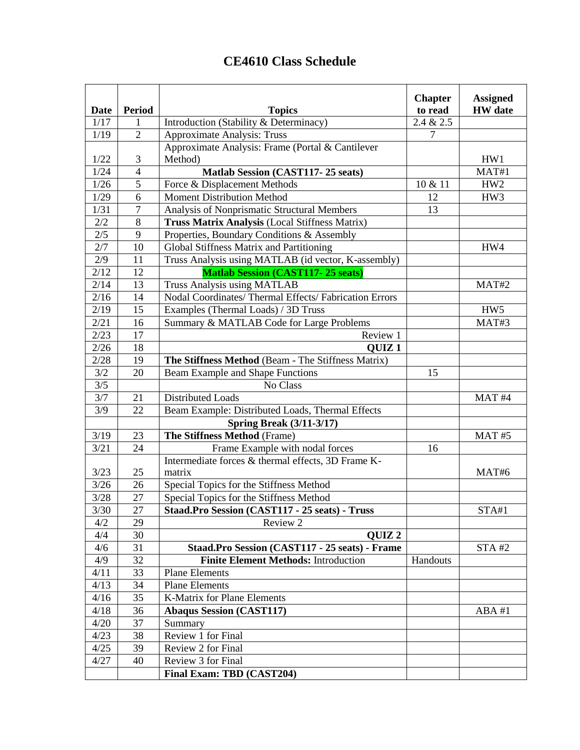# CE4610 Class Schedule

| Date | Period | Topics | Chapter to read | Assigned HW date |
|---|---|---|---|---|
| 1/17 | 1 | Introduction (Stability & Determinacy) | 2.4 & 2.5 | |
| 1/19 | 2 | Approximate Analysis: Truss | 7 | |
| 1/22 | 3 | Approximate Analysis: Frame (Portal & Cantilever Method) | | HW1 |
| 1/24 | 4 | **Matlab Session (CAST117- 25 seats)** | | MAT#1 |
| 1/26 | 5 | Force & Displacement Methods | 10 & 11 | HW2 |
| 1/29 | 6 | Moment Distribution Method | 12 | HW3 |
| 1/31 | 7 | Analysis of Nonprismatic Structural Members | 13 | |
| 2/2 | 8 | **Truss Matrix Analysis** (Local Stiffness Matrix) | | |
| 2/5 | 9 | Properties, Boundary Conditions & Assembly | | |
| 2/7 | 10 | Global Stiffness Matrix and Partitioning | | HW4 |
| 2/9 | 11 | Truss Analysis using MATLAB (id vector, K-assembly) | | |
| 2/12 | 12 | **Matlab Session (CAST117- 25 seats)** | | |
| 2/14 | 13 | Truss Analysis using MATLAB | | MAT#2 |
| 2/16 | 14 | Nodal Coordinates/ Thermal Effects/ Fabrication Errors | | |
| 2/19 | 15 | Examples (Thermal Loads) / 3D Truss | | HW5 |
| 2/21 | 16 | Summary & MATLAB Code for Large Problems | | MAT#3 |
| 2/23 | 17 | Review 1 | | |
| 2/26 | 18 | **QUIZ 1** | | |
| 2/28 | 19 | **The Stiffness Method** (Beam - The Stiffness Matrix) | | |
| 3/2 | 20 | Beam Example and Shape Functions | 15 | |
| 3/5 | | No Class | | |
| 3/7 | 21 | Distributed Loads | | MAT #4 |
| 3/9 | 22 | Beam Example: Distributed Loads, Thermal Effects | | |
| | | **Spring Break (3/11-3/17)** | | |
| 3/19 | 23 | **The Stiffness Method** (Frame) | | MAT #5 |
| 3/21 | 24 | Frame Example with nodal forces | 16 | |
| 3/23 | 25 | Intermediate forces & thermal effects, 3D Frame K-matrix | | MAT#6 |
| 3/26 | 26 | Special Topics for the Stiffness Method | | |
| 3/28 | 27 | Special Topics for the Stiffness Method | | |
| 3/30 | 27 | **Staad.Pro Session (CAST117 - 25 seats) - Truss** | | STA#1 |
| 4/2 | 29 | Review 2 | | |
| 4/4 | 30 | **QUIZ 2** | | |
| 4/6 | 31 | **Staad.Pro Session (CAST117 - 25 seats) - Frame** | | STA #2 |
| 4/9 | 32 | **Finite Element Methods:** Introduction | Handouts | |
| 4/11 | 33 | Plane Elements | | |
| 4/13 | 34 | Plane Elements | | |
| 4/16 | 35 | K-Matrix for Plane Elements | | |
| 4/18 | 36 | **Abaqus Session (CAST117)** | | ABA #1 |
| 4/20 | 37 | Summary | | |
| 4/23 | 38 | Review 1 for Final | | |
| 4/25 | 39 | Review 2 for Final | | |
| 4/27 | 40 | Review 3 for Final | | |
| | | **Final Exam: TBD (CAST204)** | | |